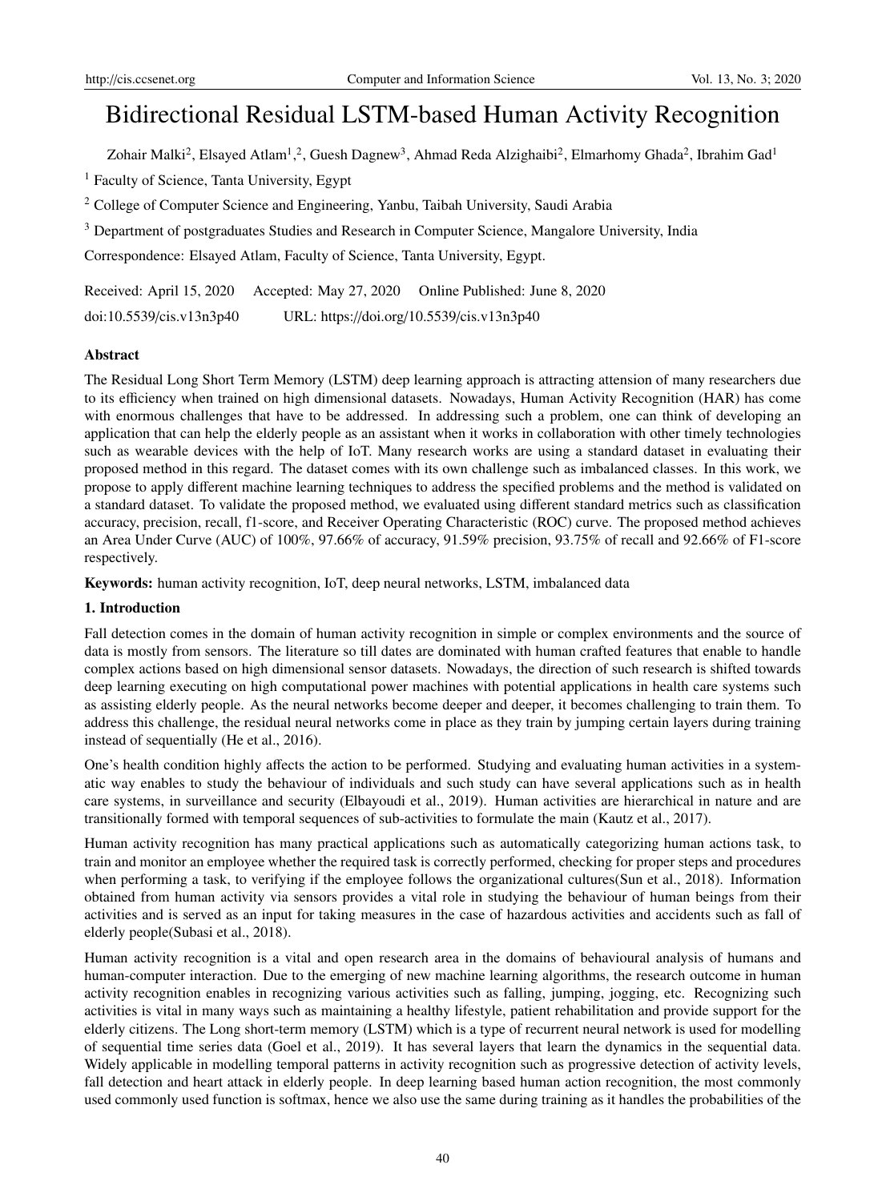# Bidirectional Residual LSTM-based Human Activity Recognition

Zohair Malki[2], Elsayed Atlam[1,2], Guesh Dagnew[3], Ahmad Reda Alzighaibi[2], Elmarhomy Ghada[2], Ibrahim Gad[1]

[1] Faculty of Science, Tanta University, Egypt

[2] College of Computer Science and Engineering, Yanbu, Taibah University, Saudi Arabia

[3] Department of postgraduates Studies and Research in Computer Science, Mangalore University, India

Correspondence: Elsayed Atlam, Faculty of Science, Tanta University, Egypt.

Received: April 15, 2020 Accepted: May 27, 2020 Online Published: June 8, 2020

doi:10.5539/cis.v13n3p40 URL: https://doi.org/10.5539/cis.v13n3p40

## Abstract

The Residual Long Short Term Memory (LSTM) deep learning approach is attracting attension of many researchers due to its efficiency when trained on high dimensional datasets. Nowadays, Human Activity Recognition (HAR) has come with enormous challenges that have to be addressed. In addressing such a problem, one can think of developing an application that can help the elderly people as an assistant when it works in collaboration with other timely technologies such as wearable devices with the help of IoT. Many research works are using a standard dataset in evaluating their proposed method in this regard. The dataset comes with its own challenge such as imbalanced classes. In this work, we propose to apply different machine learning techniques to address the specified problems and the method is validated on a standard dataset. To validate the proposed method, we evaluated using different standard metrics such as classification accuracy, precision, recall, f1-score, and Receiver Operating Characteristic (ROC) curve. The proposed method achieves an Area Under Curve (AUC) of 100%, 97.66% of accuracy, 91.59% precision, 93.75% of recall and 92.66% of F1-score respectively.

**Keywords:** human activity recognition, IoT, deep neural networks, LSTM, imbalanced data

## 1. Introduction

Fall detection comes in the domain of human activity recognition in simple or complex environments and the source of data is mostly from sensors. The literature so till dates are dominated with human crafted features that enable to handle complex actions based on high dimensional sensor datasets. Nowadays, the direction of such research is shifted towards deep learning executing on high computational power machines with potential applications in health care systems such as assisting elderly people. As the neural networks become deeper and deeper, it becomes challenging to train them. To address this challenge, the residual neural networks come in place as they train by jumping certain layers during training instead of sequentially (He et al., 2016).

One's health condition highly affects the action to be performed. Studying and evaluating human activities in a systematic way enables to study the behaviour of individuals and such study can have several applications such as in health care systems, in surveillance and security (Elbayoudi et al., 2019). Human activities are hierarchical in nature and are transitionally formed with temporal sequences of sub-activities to formulate the main (Kautz et al., 2017).

Human activity recognition has many practical applications such as automatically categorizing human actions task, to train and monitor an employee whether the required task is correctly performed, checking for proper steps and procedures when performing a task, to verifying if the employee follows the organizational cultures(Sun et al., 2018). Information obtained from human activity via sensors provides a vital role in studying the behaviour of human beings from their activities and is served as an input for taking measures in the case of hazardous activities and accidents such as fall of elderly people(Subasi et al., 2018).

Human activity recognition is a vital and open research area in the domains of behavioural analysis of humans and human-computer interaction. Due to the emerging of new machine learning algorithms, the research outcome in human activity recognition enables in recognizing various activities such as falling, jumping, jogging, etc. Recognizing such activities is vital in many ways such as maintaining a healthy lifestyle, patient rehabilitation and provide support for the elderly citizens. The Long short-term memory (LSTM) which is a type of recurrent neural network is used for modelling of sequential time series data (Goel et al., 2019). It has several layers that learn the dynamics in the sequential data. Widely applicable in modelling temporal patterns in activity recognition such as progressive detection of activity levels, fall detection and heart attack in elderly people. In deep learning based human action recognition, the most commonly used commonly used function is softmax, hence we also use the same during training as it handles the probabilities of the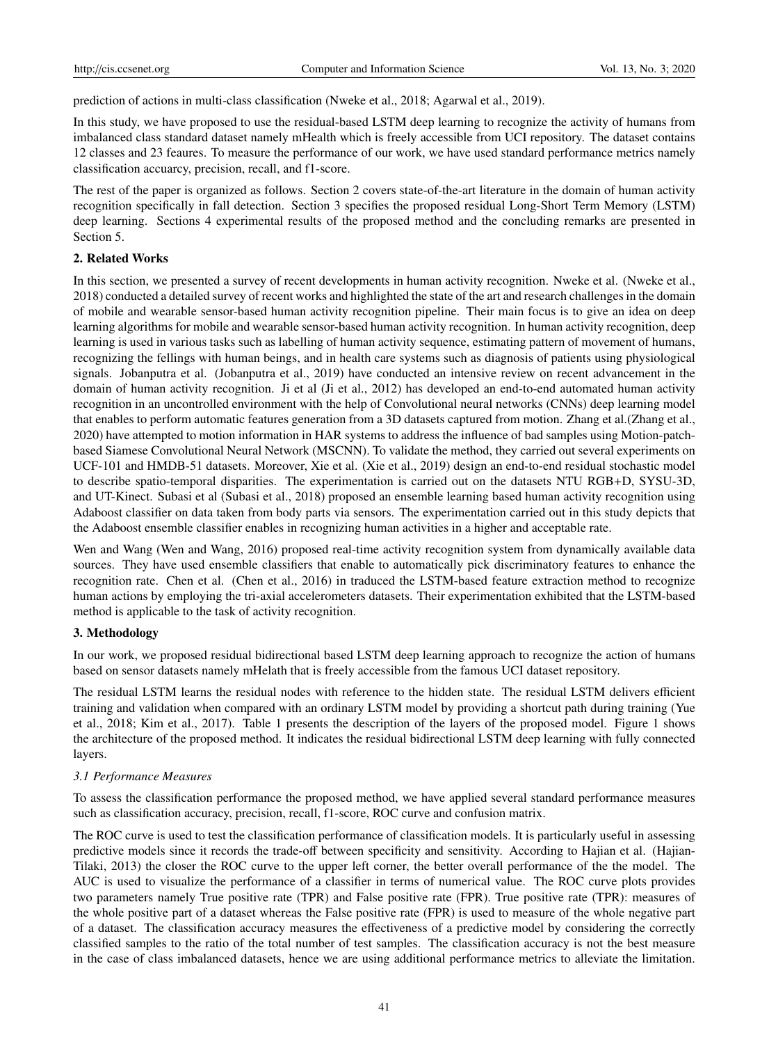prediction of actions in multi-class classification (Nweke et al., 2018; Agarwal et al., 2019).

In this study, we have proposed to use the residual-based LSTM deep learning to recognize the activity of humans from imbalanced class standard dataset namely mHealth which is freely accessible from UCI repository. The dataset contains 12 classes and 23 feaures. To measure the performance of our work, we have used standard performance metrics namely classification accuarcy, precision, recall, and f1-score.

The rest of the paper is organized as follows. Section 2 covers state-of-the-art literature in the domain of human activity recognition specifically in fall detection. Section 3 specifies the proposed residual Long-Short Term Memory (LSTM) deep learning. Sections 4 experimental results of the proposed method and the concluding remarks are presented in Section 5.

## 2. Related Works

In this section, we presented a survey of recent developments in human activity recognition. Nweke et al. (Nweke et al., 2018) conducted a detailed survey of recent works and highlighted the state of the art and research challenges in the domain of mobile and wearable sensor-based human activity recognition pipeline. Their main focus is to give an idea on deep learning algorithms for mobile and wearable sensor-based human activity recognition. In human activity recognition, deep learning is used in various tasks such as labelling of human activity sequence, estimating pattern of movement of humans, recognizing the fellings with human beings, and in health care systems such as diagnosis of patients using physiological signals. Jobanputra et al. (Jobanputra et al., 2019) have conducted an intensive review on recent advancement in the domain of human activity recognition. Ji et al (Ji et al., 2012) has developed an end-to-end automated human activity recognition in an uncontrolled environment with the help of Convolutional neural networks (CNNs) deep learning model that enables to perform automatic features generation from a 3D datasets captured from motion. Zhang et al.(Zhang et al., 2020) have attempted to motion information in HAR systems to address the influence of bad samples using Motion-patch-based Siamese Convolutional Neural Network (MSCNN). To validate the method, they carried out several experiments on UCF-101 and HMDB-51 datasets. Moreover, Xie et al. (Xie et al., 2019) design an end-to-end residual stochastic model to describe spatio-temporal disparities. The experimentation is carried out on the datasets NTU RGB+D, SYSU-3D, and UT-Kinect. Subasi et al (Subasi et al., 2018) proposed an ensemble learning based human activity recognition using Adaboost classifier on data taken from body parts via sensors. The experimentation carried out in this study depicts that the Adaboost ensemble classifier enables in recognizing human activities in a higher and acceptable rate.

Wen and Wang (Wen and Wang, 2016) proposed real-time activity recognition system from dynamically available data sources. They have used ensemble classifiers that enable to automatically pick discriminatory features to enhance the recognition rate. Chen et al. (Chen et al., 2016) in traduced the LSTM-based feature extraction method to recognize human actions by employing the tri-axial accelerometers datasets. Their experimentation exhibited that the LSTM-based method is applicable to the task of activity recognition.

## 3. Methodology

In our work, we proposed residual bidirectional based LSTM deep learning approach to recognize the action of humans based on sensor datasets namely mHelath that is freely accessible from the famous UCI dataset repository.

The residual LSTM learns the residual nodes with reference to the hidden state. The residual LSTM delivers efficient training and validation when compared with an ordinary LSTM model by providing a shortcut path during training (Yue et al., 2018; Kim et al., 2017). Table 1 presents the description of the layers of the proposed model. Figure 1 shows the architecture of the proposed method. It indicates the residual bidirectional LSTM deep learning with fully connected layers.

### *3.1 Performance Measures*

To assess the classification performance the proposed method, we have applied several standard performance measures such as classification accuracy, precision, recall, f1-score, ROC curve and confusion matrix.

The ROC curve is used to test the classification performance of classification models. It is particularly useful in assessing predictive models since it records the trade-off between specificity and sensitivity. According to Hajian et al. (Hajian-Tilaki, 2013) the closer the ROC curve to the upper left corner, the better overall performance of the the model. The AUC is used to visualize the performance of a classifier in terms of numerical value. The ROC curve plots provides two parameters namely True positive rate (TPR) and False positive rate (FPR). True positive rate (TPR): measures of the whole positive part of a dataset whereas the False positive rate (FPR) is used to measure of the whole negative part of a dataset. The classification accuracy measures the effectiveness of a predictive model by considering the correctly classified samples to the ratio of the total number of test samples. The classification accuracy is not the best measure in the case of class imbalanced datasets, hence we are using additional performance metrics to alleviate the limitation.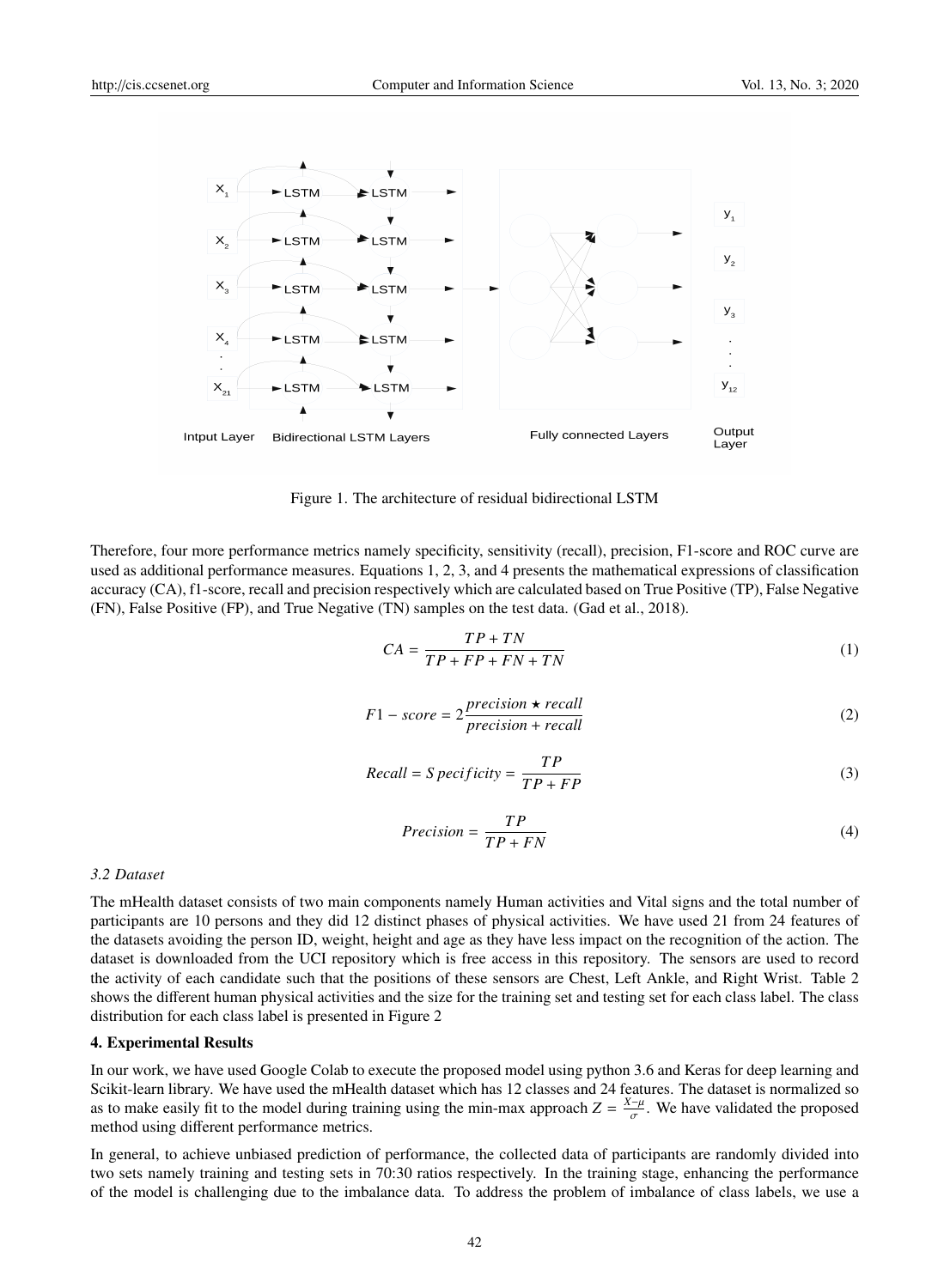Figure 1. The architecture of residual bidirectional LSTM

Therefore, four more performance metrics namely specificity, sensitivity (recall), precision, F1-score and ROC curve are used as additional performance measures. Equations 1, 2, 3, and 4 presents the mathematical expressions of classification accuracy (CA), f1-score, recall and precision respectively which are calculated based on True Positive (TP), False Negative (FN), False Positive (FP), and True Negative (TN) samples on the test data. (Gad et al., 2018).

$$CA = \frac{TP + TN}{TP + FP + FN + TN} \tag{1}$$

$$F1 - score = 2\frac{precision \star recall}{precision + recall} \tag{2}$$

$$Recall = Specificity = \frac{TP}{TP + FP} \tag{3}$$

$$Precision = \frac{TP}{TP + FN} \tag{4}$$

*3.2 Dataset*

The mHealth dataset consists of two main components namely Human activities and Vital signs and the total number of participants are 10 persons and they did 12 distinct phases of physical activities. We have used 21 from 24 features of the datasets avoiding the person ID, weight, height and age as they have less impact on the recognition of the action. The dataset is downloaded from the UCI repository which is free access in this repository. The sensors are used to record the activity of each candidate such that the positions of these sensors are Chest, Left Ankle, and Right Wrist. Table 2 shows the different human physical activities and the size for the training set and testing set for each class label. The class distribution for each class label is presented in Figure 2

## 4. Experimental Results

In our work, we have used Google Colab to execute the proposed model using python 3.6 and Keras for deep learning and Scikit-learn library. We have used the mHealth dataset which has 12 classes and 24 features. The dataset is normalized so as to make easily fit to the model during training using the min-max approach $Z = \frac{X-\mu}{\sigma}$. We have validated the proposed method using different performance metrics.

In general, to achieve unbiased prediction of performance, the collected data of participants are randomly divided into two sets namely training and testing sets in 70:30 ratios respectively. In the training stage, enhancing the performance of the model is challenging due to the imbalance data. To address the problem of imbalance of class labels, we use a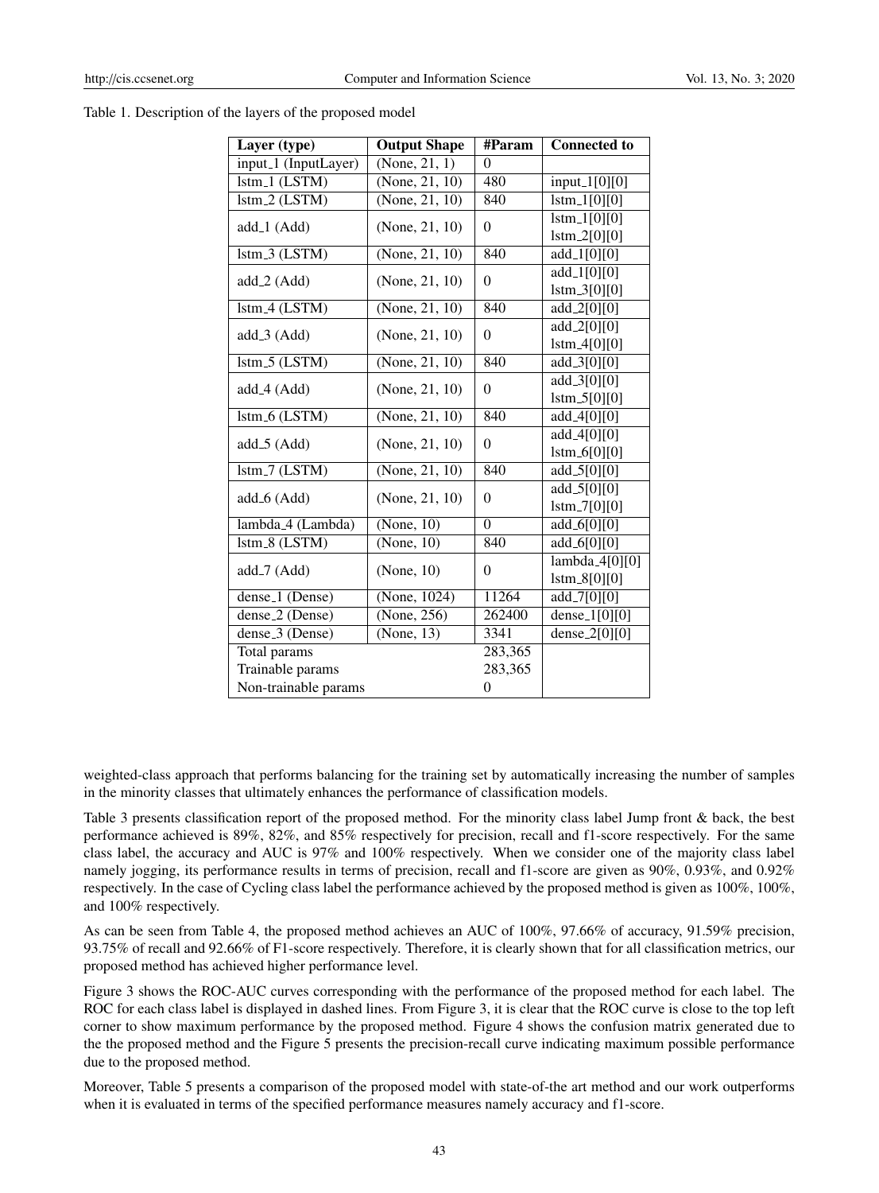Table 1. Description of the layers of the proposed model

| Layer (type) | Output Shape | #Param | Connected to |
|---|---|---|---|
| input_1 (InputLayer) | (None, 21, 1) | 0 | |
| lstm_1 (LSTM) | (None, 21, 10) | 480 | input_1[0][0] |
| lstm_2 (LSTM) | (None, 21, 10) | 840 | lstm_1[0][0] |
| add_1 (Add) | (None, 21, 10) | 0 | lstm_1[0][0] lstm_2[0][0] |
| lstm_3 (LSTM) | (None, 21, 10) | 840 | add_1[0][0] |
| add_2 (Add) | (None, 21, 10) | 0 | add_1[0][0] lstm_3[0][0] |
| lstm_4 (LSTM) | (None, 21, 10) | 840 | add_2[0][0] |
| add_3 (Add) | (None, 21, 10) | 0 | add_2[0][0] lstm_4[0][0] |
| lstm_5 (LSTM) | (None, 21, 10) | 840 | add_3[0][0] |
| add_4 (Add) | (None, 21, 10) | 0 | add_3[0][0] lstm_5[0][0] |
| lstm_6 (LSTM) | (None, 21, 10) | 840 | add_4[0][0] |
| add_5 (Add) | (None, 21, 10) | 0 | add_4[0][0] lstm_6[0][0] |
| lstm_7 (LSTM) | (None, 21, 10) | 840 | add_5[0][0] |
| add_6 (Add) | (None, 21, 10) | 0 | add_5[0][0] lstm_7[0][0] |
| lambda_4 (Lambda) | (None, 10) | 0 | add_6[0][0] |
| lstm_8 (LSTM) | (None, 10) | 840 | add_6[0][0] |
| add_7 (Add) | (None, 10) | 0 | lambda_4[0][0] lstm_8[0][0] |
| dense_1 (Dense) | (None, 1024) | 11264 | add_7[0][0] |
| dense_2 (Dense) | (None, 256) | 262400 | dense_1[0][0] |
| dense_3 (Dense) | (None, 13) | 3341 | dense_2[0][0] |
| Total params | | 283,365 | |
| Trainable params | | 283,365 | |
| Non-trainable params | | 0 | |

weighted-class approach that performs balancing for the training set by automatically increasing the number of samples in the minority classes that ultimately enhances the performance of classification models.

Table 3 presents classification report of the proposed method. For the minority class label Jump front & back, the best performance achieved is 89%, 82%, and 85% respectively for precision, recall and f1-score respectively. For the same class label, the accuracy and AUC is 97% and 100% respectively. When we consider one of the majority class label namely jogging, its performance results in terms of precision, recall and f1-score are given as 90%, 0.93%, and 0.92% respectively. In the case of Cycling class label the performance achieved by the proposed method is given as 100%, 100%, and 100% respectively.

As can be seen from Table 4, the proposed method achieves an AUC of 100%, 97.66% of accuracy, 91.59% precision, 93.75% of recall and 92.66% of F1-score respectively. Therefore, it is clearly shown that for all classification metrics, our proposed method has achieved higher performance level.

Figure 3 shows the ROC-AUC curves corresponding with the performance of the proposed method for each label. The ROC for each class label is displayed in dashed lines. From Figure 3, it is clear that the ROC curve is close to the top left corner to show maximum performance by the proposed method. Figure 4 shows the confusion matrix generated due to the the proposed method and the Figure 5 presents the precision-recall curve indicating maximum possible performance due to the proposed method.

Moreover, Table 5 presents a comparison of the proposed model with state-of-the art method and our work outperforms when it is evaluated in terms of the specified performance measures namely accuracy and f1-score.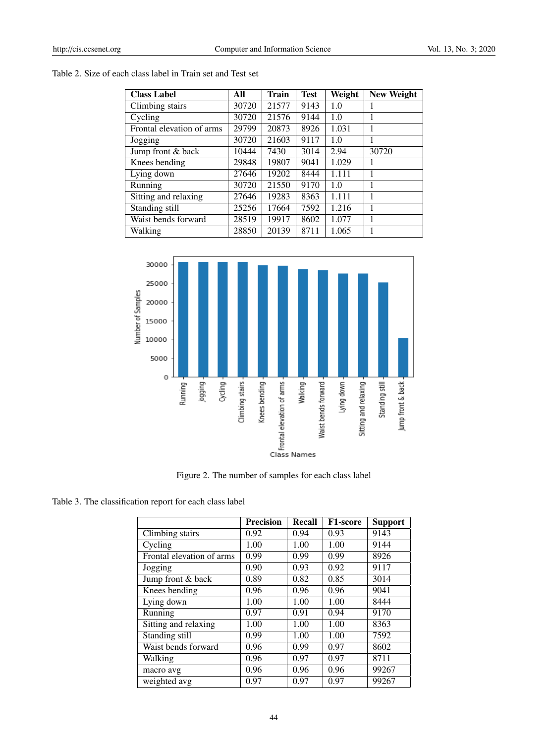Table 2. Size of each class label in Train set and Test set

| Class Label | All | Train | Test | Weight | New Weight |
|---|---|---|---|---|---|
| Climbing stairs | 30720 | 21577 | 9143 | 1.0 | 1 |
| Cycling | 30720 | 21576 | 9144 | 1.0 | 1 |
| Frontal elevation of arms | 29799 | 20873 | 8926 | 1.031 | 1 |
| Jogging | 30720 | 21603 | 9117 | 1.0 | 1 |
| Jump front & back | 10444 | 7430 | 3014 | 2.94 | 30720 |
| Knees bending | 29848 | 19807 | 9041 | 1.029 | 1 |
| Lying down | 27646 | 19202 | 8444 | 1.111 | 1 |
| Running | 30720 | 21550 | 9170 | 1.0 | 1 |
| Sitting and relaxing | 27646 | 19283 | 8363 | 1.111 | 1 |
| Standing still | 25256 | 17664 | 7592 | 1.216 | 1 |
| Waist bends forward | 28519 | 19917 | 8602 | 1.077 | 1 |
| Walking | 28850 | 20139 | 8711 | 1.065 | 1 |

Figure 2. The number of samples for each class label

Table 3. The classification report for each class label

| | Precision | Recall | F1-score | Support |
|---|---|---|---|---|
| Climbing stairs | 0.92 | 0.94 | 0.93 | 9143 |
| Cycling | 1.00 | 1.00 | 1.00 | 9144 |
| Frontal elevation of arms | 0.99 | 0.99 | 0.99 | 8926 |
| Jogging | 0.90 | 0.93 | 0.92 | 9117 |
| Jump front & back | 0.89 | 0.82 | 0.85 | 3014 |
| Knees bending | 0.96 | 0.96 | 0.96 | 9041 |
| Lying down | 1.00 | 1.00 | 1.00 | 8444 |
| Running | 0.97 | 0.91 | 0.94 | 9170 |
| Sitting and relaxing | 1.00 | 1.00 | 1.00 | 8363 |
| Standing still | 0.99 | 1.00 | 1.00 | 7592 |
| Waist bends forward | 0.96 | 0.99 | 0.97 | 8602 |
| Walking | 0.96 | 0.97 | 0.97 | 8711 |
| macro avg | 0.96 | 0.96 | 0.96 | 99267 |
| weighted avg | 0.97 | 0.97 | 0.97 | 99267 |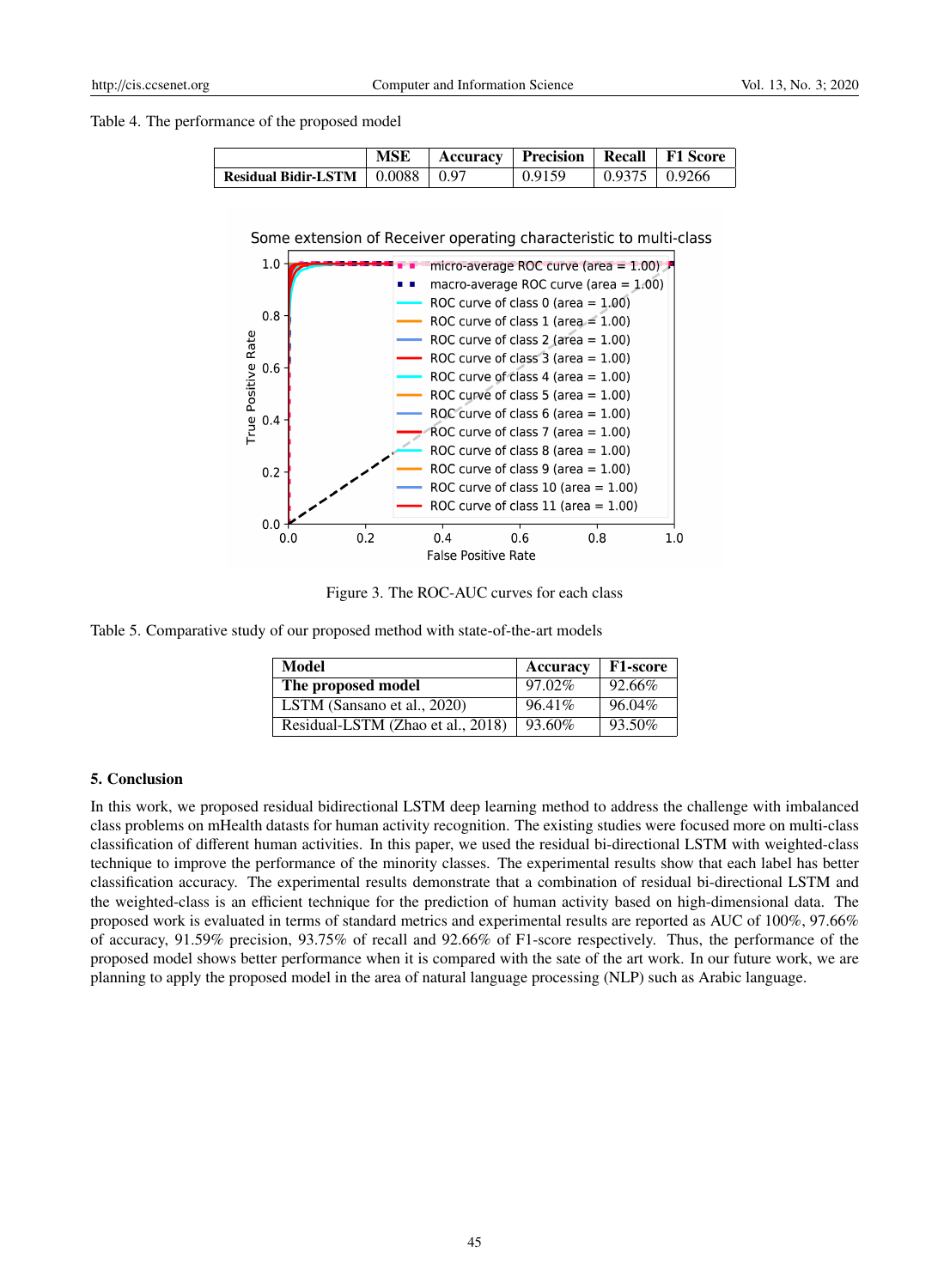Table 4. The performance of the proposed model

| | MSE | Accuracy | Precision | Recall | F1 Score |
|---|---|---|---|---|---|
| **Residual Bidir-LSTM** | 0.0088 | 0.97 | 0.9159 | 0.9375 | 0.9266 |

Figure 3. The ROC-AUC curves for each class

Table 5. Comparative study of our proposed method with state-of-the-art models

| Model | Accuracy | F1-score |
|---|---|---|
| **The proposed model** | 97.02% | 92.66% |
| LSTM (Sansano et al., 2020) | 96.41% | 96.04% |
| Residual-LSTM (Zhao et al., 2018) | 93.60% | 93.50% |

## 5. Conclusion

In this work, we proposed residual bidirectional LSTM deep learning method to address the challenge with imbalanced class problems on mHealth datasts for human activity recognition. The existing studies were focused more on multi-class classification of different human activities. In this paper, we used the residual bi-directional LSTM with weighted-class technique to improve the performance of the minority classes. The experimental results show that each label has better classification accuracy. The experimental results demonstrate that a combination of residual bi-directional LSTM and the weighted-class is an efficient technique for the prediction of human activity based on high-dimensional data. The proposed work is evaluated in terms of standard metrics and experimental results are reported as AUC of 100%, 97.66% of accuracy, 91.59% precision, 93.75% of recall and 92.66% of F1-score respectively. Thus, the performance of the proposed model shows better performance when it is compared with the sate of the art work. In our future work, we are planning to apply the proposed model in the area of natural language processing (NLP) such as Arabic language.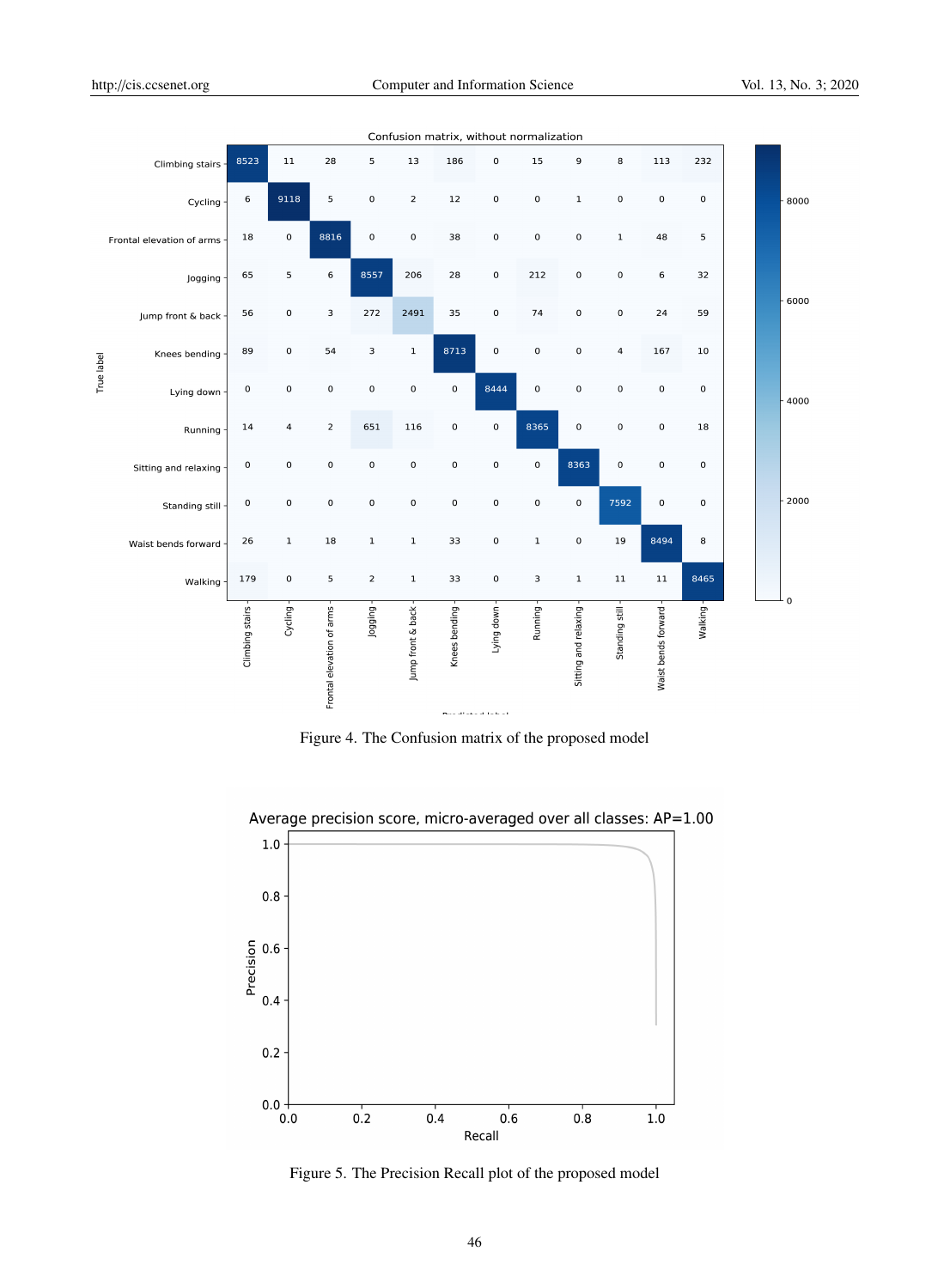Confusion matrix, without normalization

| True label \ Predicted label | Climbing stairs | Cycling | Frontal elevation of arms | Jogging | Jump front & back | Knees bending | Lying down | Running | Sitting and relaxing | Standing still | Waist bends forward | Walking |
|---|---|---|---|---|---|---|---|---|---|---|---|---|
| Climbing stairs | 8523 | 11 | 28 | 5 | 13 | 186 | 0 | 15 | 9 | 8 | 113 | 232 |
| Cycling | 6 | 9118 | 5 | 0 | 2 | 12 | 0 | 0 | 1 | 0 | 0 | 0 |
| Frontal elevation of arms | 18 | 0 | 8816 | 0 | 0 | 38 | 0 | 0 | 0 | 1 | 48 | 5 |
| Jogging | 65 | 5 | 6 | 8557 | 206 | 28 | 0 | 212 | 0 | 0 | 6 | 32 |
| Jump front & back | 56 | 0 | 3 | 272 | 2491 | 35 | 0 | 74 | 0 | 0 | 24 | 59 |
| Knees bending | 89 | 0 | 54 | 3 | 1 | 8713 | 0 | 0 | 0 | 4 | 167 | 10 |
| Lying down | 0 | 0 | 0 | 0 | 0 | 0 | 8444 | 0 | 0 | 0 | 0 | 0 |
| Running | 14 | 4 | 2 | 651 | 116 | 0 | 0 | 8365 | 0 | 0 | 0 | 18 |
| Sitting and relaxing | 0 | 0 | 0 | 0 | 0 | 0 | 0 | 0 | 8363 | 0 | 0 | 0 |
| Standing still | 0 | 0 | 0 | 0 | 0 | 0 | 0 | 0 | 0 | 7592 | 0 | 0 |
| Waist bends forward | 26 | 1 | 18 | 1 | 1 | 33 | 0 | 1 | 0 | 19 | 8494 | 8 |
| Walking | 179 | 0 | 5 | 2 | 1 | 33 | 0 | 3 | 1 | 11 | 11 | 8465 |

Figure 4. The Confusion matrix of the proposed model

Figure 5. The Precision Recall plot of the proposed model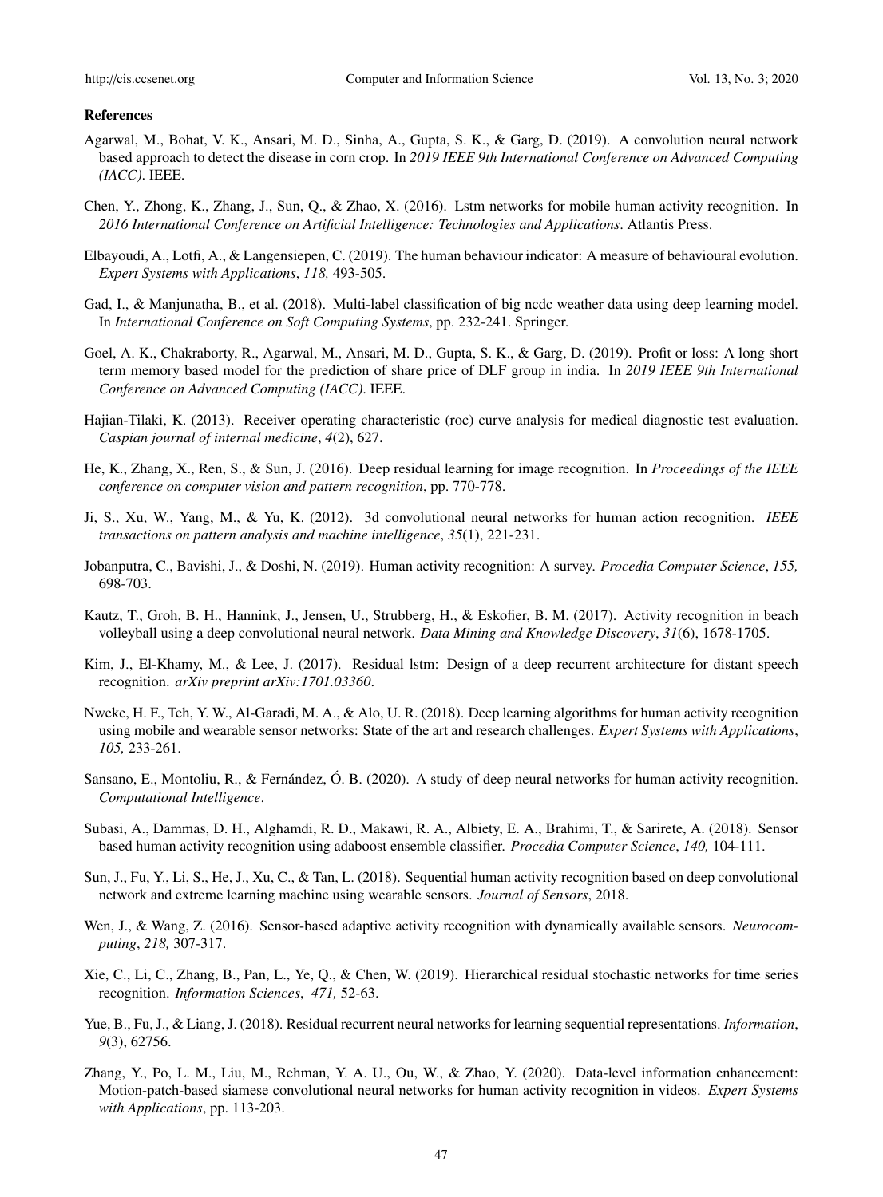### References

Agarwal, M., Bohat, V. K., Ansari, M. D., Sinha, A., Gupta, S. K., & Garg, D. (2019). A convolution neural network based approach to detect the disease in corn crop. In *2019 IEEE 9th International Conference on Advanced Computing (IACC)*. IEEE.

Chen, Y., Zhong, K., Zhang, J., Sun, Q., & Zhao, X. (2016). Lstm networks for mobile human activity recognition. In *2016 International Conference on Artificial Intelligence: Technologies and Applications*. Atlantis Press.

Elbayoudi, A., Lotfi, A., & Langensiepen, C. (2019). The human behaviour indicator: A measure of behavioural evolution. *Expert Systems with Applications*, *118,* 493-505.

Gad, I., & Manjunatha, B., et al. (2018). Multi-label classification of big ncdc weather data using deep learning model. In *International Conference on Soft Computing Systems*, pp. 232-241. Springer.

Goel, A. K., Chakraborty, R., Agarwal, M., Ansari, M. D., Gupta, S. K., & Garg, D. (2019). Profit or loss: A long short term memory based model for the prediction of share price of DLF group in india. In *2019 IEEE 9th International Conference on Advanced Computing (IACC)*. IEEE.

Hajian-Tilaki, K. (2013). Receiver operating characteristic (roc) curve analysis for medical diagnostic test evaluation. *Caspian journal of internal medicine*, *4*(2), 627.

He, K., Zhang, X., Ren, S., & Sun, J. (2016). Deep residual learning for image recognition. In *Proceedings of the IEEE conference on computer vision and pattern recognition*, pp. 770-778.

Ji, S., Xu, W., Yang, M., & Yu, K. (2012). 3d convolutional neural networks for human action recognition. *IEEE transactions on pattern analysis and machine intelligence*, *35*(1), 221-231.

Jobanputra, C., Bavishi, J., & Doshi, N. (2019). Human activity recognition: A survey. *Procedia Computer Science*, *155,* 698-703.

Kautz, T., Groh, B. H., Hannink, J., Jensen, U., Strubberg, H., & Eskofier, B. M. (2017). Activity recognition in beach volleyball using a deep convolutional neural network. *Data Mining and Knowledge Discovery*, *31*(6), 1678-1705.

Kim, J., El-Khamy, M., & Lee, J. (2017). Residual lstm: Design of a deep recurrent architecture for distant speech recognition. *arXiv preprint arXiv:1701.03360*.

Nweke, H. F., Teh, Y. W., Al-Garadi, M. A., & Alo, U. R. (2018). Deep learning algorithms for human activity recognition using mobile and wearable sensor networks: State of the art and research challenges. *Expert Systems with Applications*, *105,* 233-261.

Sansano, E., Montoliu, R., & Fernández, Ó. B. (2020). A study of deep neural networks for human activity recognition. *Computational Intelligence*.

Subasi, A., Dammas, D. H., Alghamdi, R. D., Makawi, R. A., Albiety, E. A., Brahimi, T., & Sarirete, A. (2018). Sensor based human activity recognition using adaboost ensemble classifier. *Procedia Computer Science*, *140,* 104-111.

Sun, J., Fu, Y., Li, S., He, J., Xu, C., & Tan, L. (2018). Sequential human activity recognition based on deep convolutional network and extreme learning machine using wearable sensors. *Journal of Sensors*, 2018.

Wen, J., & Wang, Z. (2016). Sensor-based adaptive activity recognition with dynamically available sensors. *Neurocomputing*, *218,* 307-317.

Xie, C., Li, C., Zhang, B., Pan, L., Ye, Q., & Chen, W. (2019). Hierarchical residual stochastic networks for time series recognition. *Information Sciences*, *471,* 52-63.

Yue, B., Fu, J., & Liang, J. (2018). Residual recurrent neural networks for learning sequential representations. *Information*, *9*(3), 62756.

Zhang, Y., Po, L. M., Liu, M., Rehman, Y. A. U., Ou, W., & Zhao, Y. (2020). Data-level information enhancement: Motion-patch-based siamese convolutional neural networks for human activity recognition in videos. *Expert Systems with Applications*, pp. 113-203.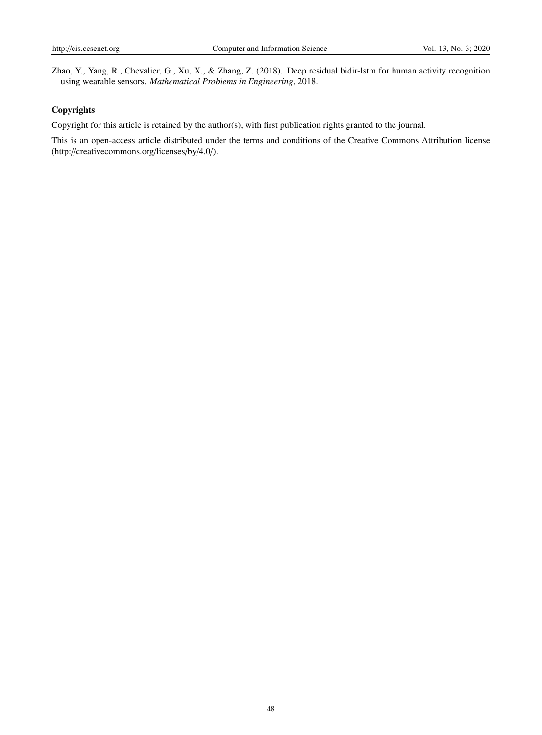Zhao, Y., Yang, R., Chevalier, G., Xu, X., & Zhang, Z. (2018). Deep residual bidir-lstm for human activity recognition using wearable sensors. *Mathematical Problems in Engineering*, 2018.

### Copyrights

Copyright for this article is retained by the author(s), with first publication rights granted to the journal.

This is an open-access article distributed under the terms and conditions of the Creative Commons Attribution license (http://creativecommons.org/licenses/by/4.0/).